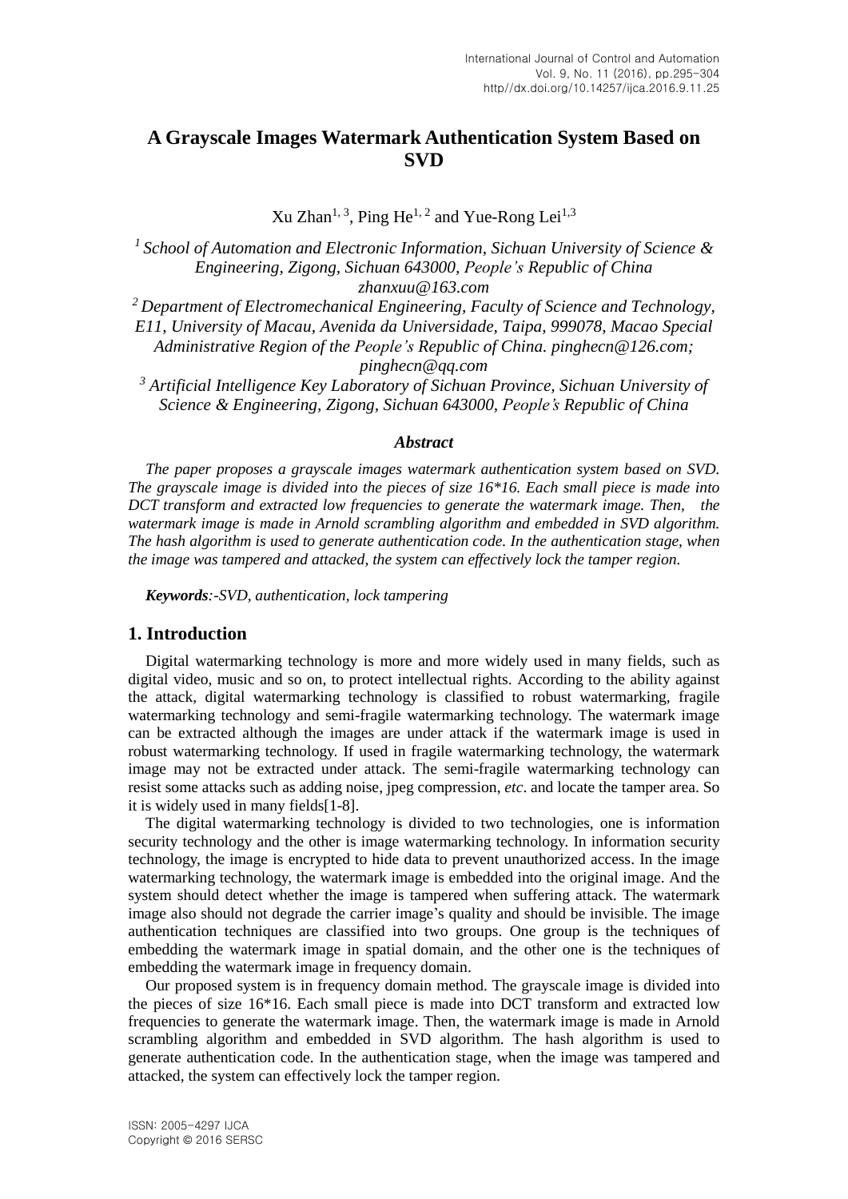# A Grayscale Images Watermark Authentication System Based on SVD

Xu Zhan[1, 3], Ping He[1, 2] and Yue-Rong Lei[1,3]

[1] *School of Automation and Electronic Information, Sichuan University of Science & Engineering, Zigong, Sichuan 643000, People's Republic of China*
*zhanxuu@163.com*

[2] *Department of Electromechanical Engineering, Faculty of Science and Technology, E11, University of Macau, Avenida da Universidade, Taipa, 999078, Macao Special Administrative Region of the People's Republic of China. pinghecn@126.com; pinghecn@qq.com*

[3] *Artificial Intelligence Key Laboratory of Sichuan Province, Sichuan University of Science & Engineering, Zigong, Sichuan 643000, People's Republic of China*

### *Abstract*

*The paper proposes a grayscale images watermark authentication system based on SVD. The grayscale image is divided into the pieces of size 16*16. Each small piece is made into DCT transform and extracted low frequencies to generate the watermark image. Then, the watermark image is made in Arnold scrambling algorithm and embedded in SVD algorithm. The hash algorithm is used to generate authentication code. In the authentication stage, when the image was tampered and attacked, the system can effectively lock the tamper region.*

***Keywords****:-SVD, authentication, lock tampering*

## 1. Introduction

Digital watermarking technology is more and more widely used in many fields, such as digital video, music and so on, to protect intellectual rights. According to the ability against the attack, digital watermarking technology is classified to robust watermarking, fragile watermarking technology and semi-fragile watermarking technology. The watermark image can be extracted although the images are under attack if the watermark image is used in robust watermarking technology. If used in fragile watermarking technology, the watermark image may not be extracted under attack. The semi-fragile watermarking technology can resist some attacks such as adding noise, jpeg compression, *etc*. and locate the tamper area. So it is widely used in many fields[1-8].

The digital watermarking technology is divided to two technologies, one is information security technology and the other is image watermarking technology. In information security technology, the image is encrypted to hide data to prevent unauthorized access. In the image watermarking technology, the watermark image is embedded into the original image. And the system should detect whether the image is tampered when suffering attack. The watermark image also should not degrade the carrier image's quality and should be invisible. The image authentication techniques are classified into two groups. One group is the techniques of embedding the watermark image in spatial domain, and the other one is the techniques of embedding the watermark image in frequency domain.

Our proposed system is in frequency domain method. The grayscale image is divided into the pieces of size 16*16. Each small piece is made into DCT transform and extracted low frequencies to generate the watermark image. Then, the watermark image is made in Arnold scrambling algorithm and embedded in SVD algorithm. The hash algorithm is used to generate authentication code. In the authentication stage, when the image was tampered and attacked, the system can effectively lock the tamper region.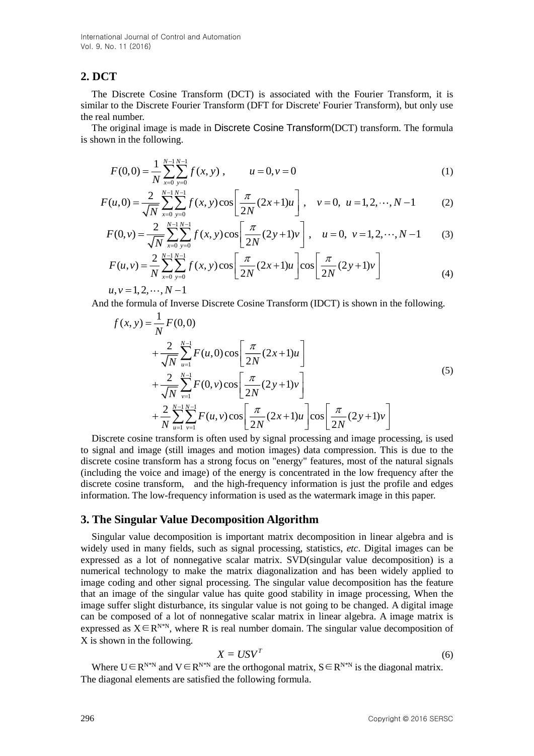## 2. DCT

The Discrete Cosine Transform (DCT) is associated with the Fourier Transform, it is similar to the Discrete Fourier Transform (DFT for Discrete' Fourier Transform), but only use the real number.

The original image is made in Discrete Cosine Transform(DCT) transform. The formula is shown in the following.

$$F(0,0) = \frac{1}{N}\sum_{x=0}^{N-1}\sum_{y=0}^{N-1} f(x,y)\ , \qquad u=0, v=0 \tag{1}$$

$$F(u,0) = \frac{2}{\sqrt{N}}\sum_{x=0}^{N-1}\sum_{y=0}^{N-1} f(x,y)\cos\left[\frac{\pi}{2N}(2x+1)u\right], \quad v=0,\ u=1,2,\cdots,N-1 \tag{2}$$

$$F(0,v) = \frac{2}{\sqrt{N}}\sum_{x=0}^{N-1}\sum_{y=0}^{N-1} f(x,y)\cos\left[\frac{\pi}{2N}(2y+1)v\right], \quad u=0,\ v=1,2,\cdots,N-1 \tag{3}$$

$$F(u,v) = \frac{2}{N}\sum_{x=0}^{N-1}\sum_{y=0}^{N-1} f(x,y)\cos\left[\frac{\pi}{2N}(2x+1)u\right]\cos\left[\frac{\pi}{2N}(2y+1)v\right] \tag{4}$$

$u,v=1,2,\cdots,N-1$

And the formula of Inverse Discrete Cosine Transform (IDCT) is shown in the following.

$$\begin{aligned} f(x,y) &= \frac{1}{N}F(0,0) \\ &+ \frac{2}{\sqrt{N}}\sum_{u=1}^{N-1} F(u,0)\cos\left[\frac{\pi}{2N}(2x+1)u\right] \\ &+ \frac{2}{\sqrt{N}}\sum_{v=1}^{N-1} F(0,v)\cos\left[\frac{\pi}{2N}(2y+1)v\right] \\ &+ \frac{2}{N}\sum_{u=1}^{N-1}\sum_{v=1}^{N-1} F(u,v)\cos\left[\frac{\pi}{2N}(2x+1)u\right]\cos\left[\frac{\pi}{2N}(2y+1)v\right] \end{aligned} \tag{5}$$

Discrete cosine transform is often used by signal processing and image processing, is used to signal and image (still images and motion images) data compression. This is due to the discrete cosine transform has a strong focus on "energy" features, most of the natural signals (including the voice and image) of the energy is concentrated in the low frequency after the discrete cosine transform, and the high-frequency information is just the profile and edges information. The low-frequency information is used as the watermark image in this paper.

## 3. The Singular Value Decomposition Algorithm

Singular value decomposition is important matrix decomposition in linear algebra and is widely used in many fields, such as signal processing, statistics, *etc*. Digital images can be expressed as a lot of nonnegative scalar matrix. SVD(singular value decomposition) is a numerical technology to make the matrix diagonalization and has been widely applied to image coding and other signal processing. The singular value decomposition has the feature that an image of the singular value has quite good stability in image processing, When the image suffer slight disturbance, its singular value is not going to be changed. A digital image can be composed of a lot of nonnegative scalar matrix in linear algebra. A image matrix is expressed as $X \in R^{N*N}$, where R is real number domain. The singular value decomposition of X is shown in the following.

$$X = USV^T \tag{6}$$

Where $U \in R^{N*N}$ and $V \in R^{N*N}$ are the orthogonal matrix, $S \in R^{N*N}$ is the diagonal matrix. The diagonal elements are satisfied the following formula.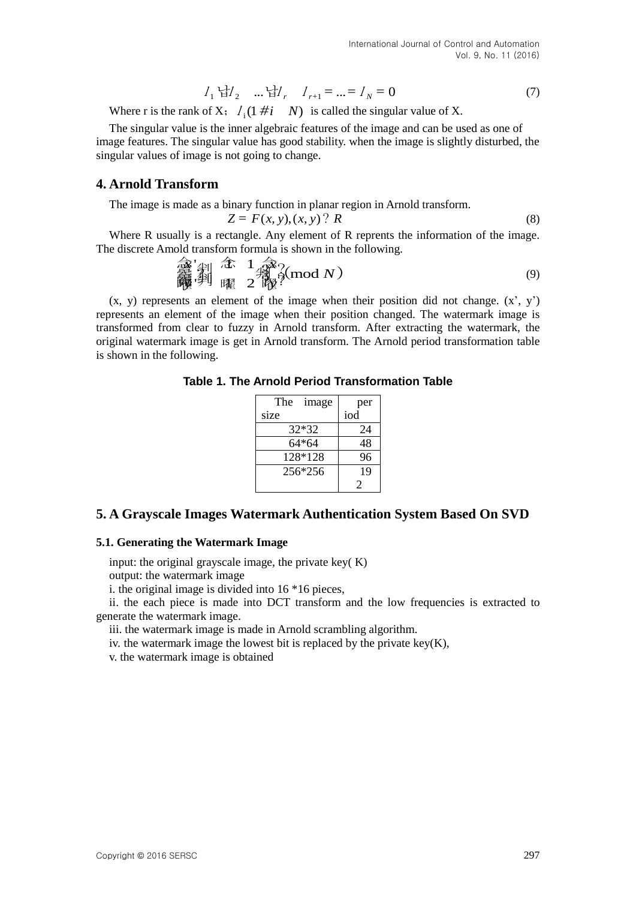$$\lambda_1 \geq \lambda_2 \geq \ldots \geq \lambda_r \quad \lambda_{r+1} = \ldots = \lambda_N = 0 \tag{7}$$

Where r is the rank of X; $\lambda_i (1 \leq i \leq N)$ is called the singular value of X.

The singular value is the inner algebraic features of the image and can be used as one of image features. The singular value has good stability. when the image is slightly disturbed, the singular values of image is not going to change.

## 4. Arnold Transform

The image is made as a binary function in planar region in Arnold transform.

$$Z = F(x, y), (x, y) \in R \tag{8}$$

Where R usually is a rectangle. Any element of R reprents the information of the image. The discrete Amold transform formula is shown in the following.

$$\begin{bmatrix} x' \\ y' \end{bmatrix} = \begin{bmatrix} 1 & 1 \\ 1 & 2 \end{bmatrix} \begin{bmatrix} x \\ y \end{bmatrix} (\bmod N) \tag{9}$$

(x, y) represents an element of the image when their position did not change. (x', y') represents an element of the image when their position changed. The watermark image is transformed from clear to fuzzy in Arnold transform. After extracting the watermark, the original watermark image is get in Arnold transform. The Arnold period transformation table is shown in the following.

**Table 1. The Arnold Period Transformation Table**

| The image size | period |
|---|---|
| 32*32 | 24 |
| 64*64 | 48 |
| 128*128 | 96 |
| 256*256 | 192 |

## 5. A Grayscale Images Watermark Authentication System Based On SVD

### 5.1. Generating the Watermark Image

input: the original grayscale image, the private key( K)

output: the watermark image

i. the original image is divided into 16 *16 pieces,

ii. the each piece is made into DCT transform and the low frequencies is extracted to generate the watermark image.

iii. the watermark image is made in Arnold scrambling algorithm.

iv. the watermark image the lowest bit is replaced by the private key(K),

v. the watermark image is obtained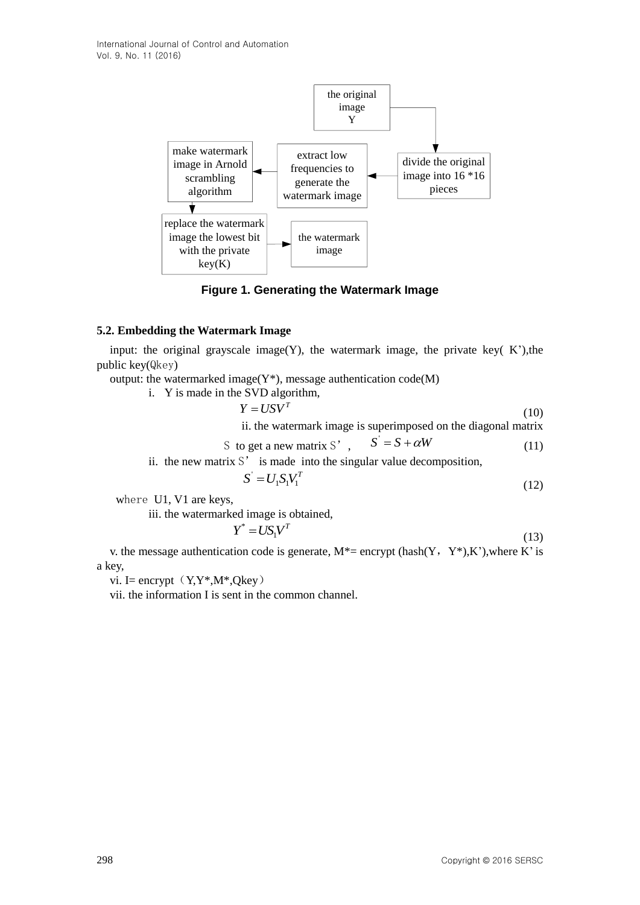the original image Y

make watermark image in Arnold scrambling algorithm

extract low frequencies to generate the watermark image

divide the original image into 16 *16 pieces

replace the watermark image the lowest bit with the private key(K)

the watermark image

**Figure 1. Generating the Watermark Image**

### 5.2. Embedding the Watermark Image

input: the original grayscale image(Y), the watermark image, the private key( K'),the public key(Qkey)

output: the watermarked image(Y*), message authentication code(M)

i. Y is made in the SVD algorithm,

$$Y = USV^T \tag{10}$$

ii. the watermark image is superimposed on the diagonal matrix S to get a new matrix S', $S^{'} = S + \alpha W$ (11)

ii. the new matrix S' is made into the singular value decomposition,

$$S^{'} = U_1 S_1 V_1^T \tag{12}$$

where U1, V1 are keys,

iii. the watermarked image is obtained,

$$Y^* = US_1 V^T \tag{13}$$

v. the message authentication code is generate, M*= encrypt (hash(Y，Y*),K'),where K' is a key,

vi. I= encrypt（Y,Y*,M*,Qkey）

vii. the information I is sent in the common channel.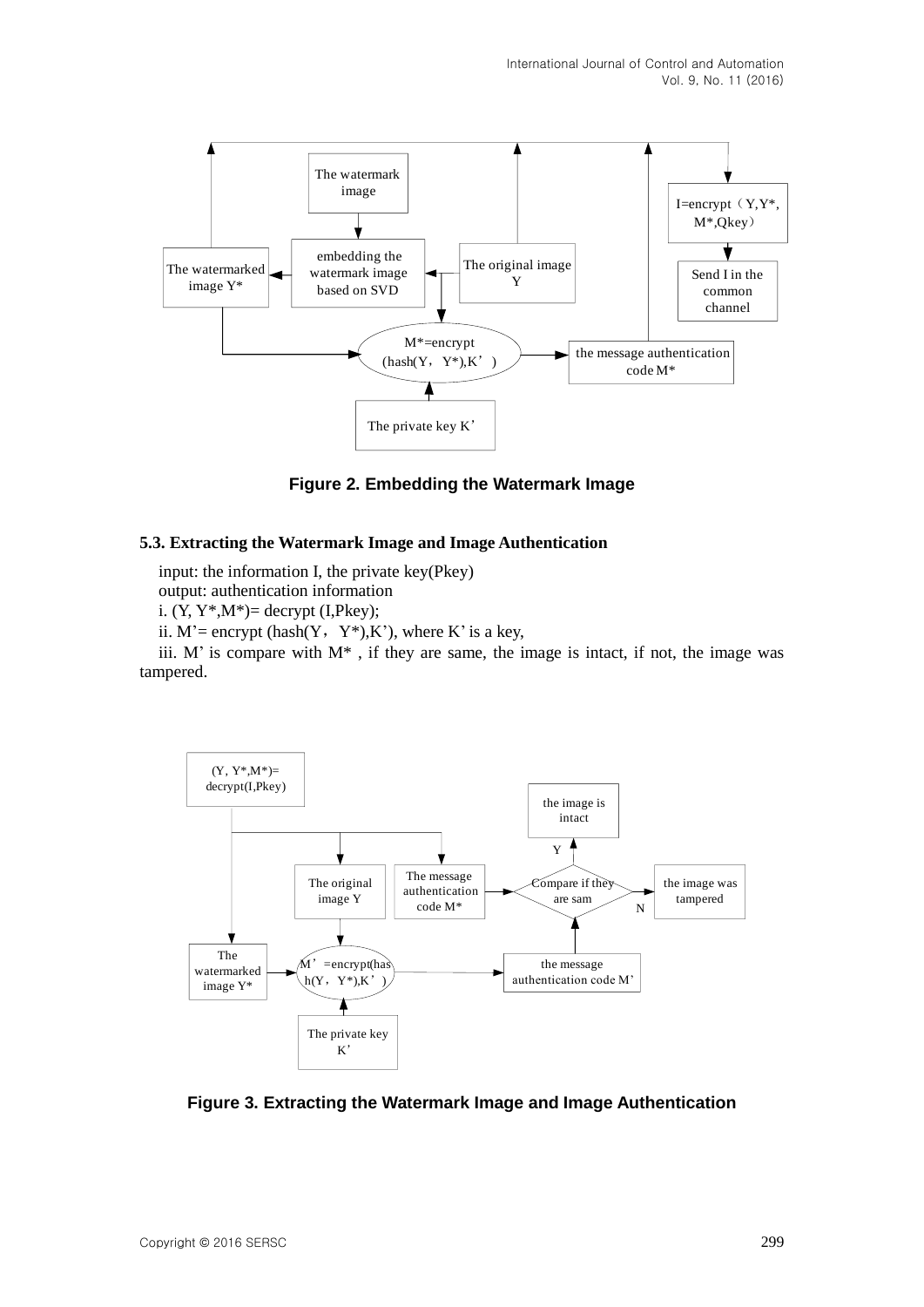Figure 2. Embedding the Watermark Image

### 5.3. Extracting the Watermark Image and Image Authentication

input: the information I, the private key(Pkey)

output: authentication information

i. (Y, Y*,M*)= decrypt (I,Pkey);

ii. M'= encrypt (hash(Y，Y*),K'), where K' is a key,

iii. M' is compare with M* , if they are same, the image is intact, if not, the image was tampered.

Figure 3. Extracting the Watermark Image and Image Authentication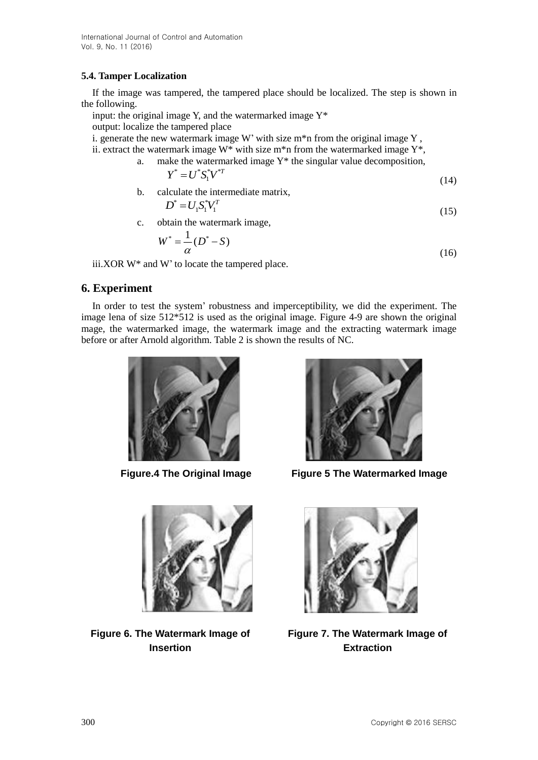### 5.4. Tamper Localization

If the image was tampered, the tampered place should be localized. The step is shown in the following.

input: the original image Y, and the watermarked image Y*

output: localize the tampered place

i. generate the new watermark image W' with size m*n from the original image Y ,

ii. extract the watermark image W* with size m*n from the watermarked image Y*,

a. make the watermarked image Y* the singular value decomposition,

$$Y^* = U^* S_1^* V^{*T} \tag{14}$$

b. calculate the intermediate matrix,

$$D^* = U_1 S_1^* V_1^T \tag{15}$$

c. obtain the watermark image,

$$W^* = \frac{1}{\alpha}(D^* - S) \tag{16}$$

iii.XOR W* and W' to locate the tampered place.

## 6. Experiment

In order to test the system' robustness and imperceptibility, we did the experiment. The image lena of size 512*512 is used as the original image. Figure 4-9 are shown the original mage, the watermarked image, the watermark image and the extracting watermark image before or after Arnold algorithm. Table 2 is shown the results of NC.

**Figure.4 The Original Image**

**Figure 5 The Watermarked Image**

**Figure 6. The Watermark Image of Insertion**

**Figure 7. The Watermark Image of Extraction**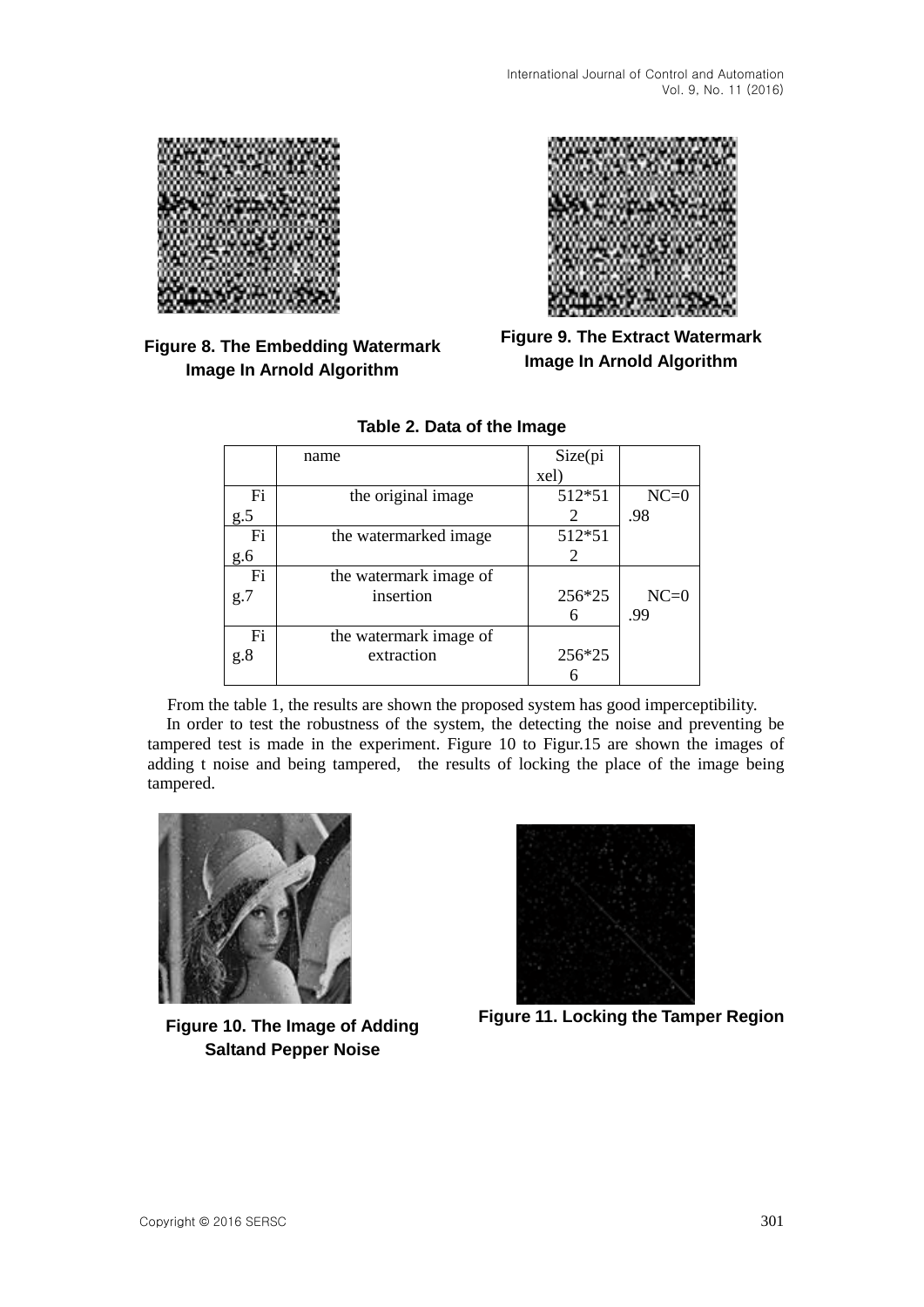Figure 8. The Embedding Watermark Image In Arnold Algorithm

Figure 9. The Extract Watermark Image In Arnold Algorithm

**Table 2. Data of the Image**

| | name | Size(pixel) | |
|---|---|---|---|
| Fig.5 | the original image | 512*512 | NC=0.98 |
| Fig.6 | the watermarked image | 512*512 | |
| Fig.7 | the watermark image of insertion | 256*256 | NC=0.99 |
| Fig.8 | the watermark image of extraction | 256*256 | |

From the table 1, the results are shown the proposed system has good imperceptibility.

In order to test the robustness of the system, the detecting the noise and preventing be tampered test is made in the experiment. Figure 10 to Figur.15 are shown the images of adding t noise and being tampered, the results of locking the place of the image being tampered.

Figure 10. The Image of Adding Saltand Pepper Noise

Figure 11. Locking the Tamper Region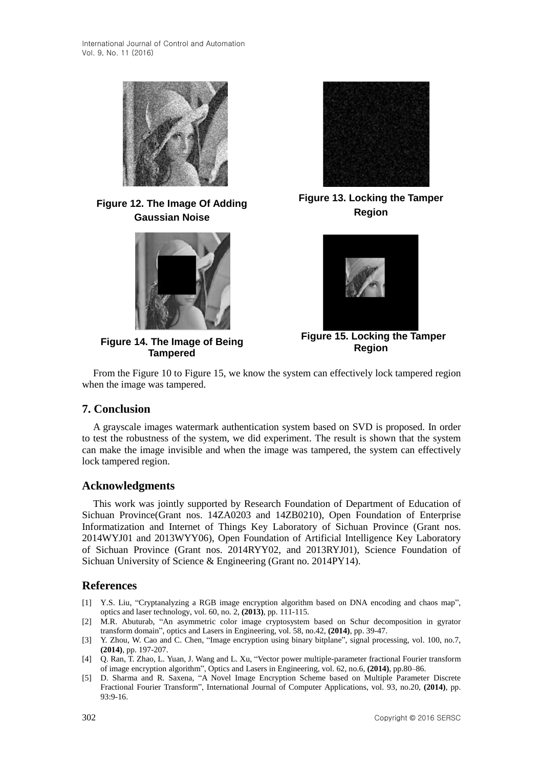Figure 12. The Image Of Adding Gaussian Noise

Figure 13. Locking the Tamper Region

Figure 14. The Image of Being Tampered

Figure 15. Locking the Tamper Region

From the Figure 10 to Figure 15, we know the system can effectively lock tampered region when the image was tampered.

## 7. Conclusion

A grayscale images watermark authentication system based on SVD is proposed. In order to test the robustness of the system, we did experiment. The result is shown that the system can make the image invisible and when the image was tampered, the system can effectively lock tampered region.

## Acknowledgments

This work was jointly supported by Research Foundation of Department of Education of Sichuan Province(Grant nos. 14ZA0203 and 14ZB0210), Open Foundation of Enterprise Informatization and Internet of Things Key Laboratory of Sichuan Province (Grant nos. 2014WYJ01 and 2013WYY06), Open Foundation of Artificial Intelligence Key Laboratory of Sichuan Province (Grant nos. 2014RYY02, and 2013RYJ01), Science Foundation of Sichuan University of Science & Engineering (Grant no. 2014PY14).

## References

[1] Y.S. Liu, "Cryptanalyzing a RGB image encryption algorithm based on DNA encoding and chaos map", optics and laser technology, vol. 60, no. 2, **(2013)**, pp. 111-115.

[2] M.R. Abuturab, "An asymmetric color image cryptosystem based on Schur decomposition in gyrator transform domain", optics and Lasers in Engineering, vol. 58, no.42, **(2014)**, pp. 39-47.

[3] Y. Zhou, W. Cao and C. Chen, "Image encryption using binary bitplane", signal processing, vol. 100, no.7, **(2014)**, pp. 197-207.

[4] Q. Ran, T. Zhao, L. Yuan, J. Wang and L. Xu, "Vector power multiple-parameter fractional Fourier transform of image encryption algorithm", Optics and Lasers in Engineering, vol. 62, no.6, **(2014)**, pp.80–86.

[5] D. Sharma and R. Saxena, "A Novel Image Encryption Scheme based on Multiple Parameter Discrete Fractional Fourier Transform", International Journal of Computer Applications, vol. 93, no.20, **(2014)**, pp. 93:9-16.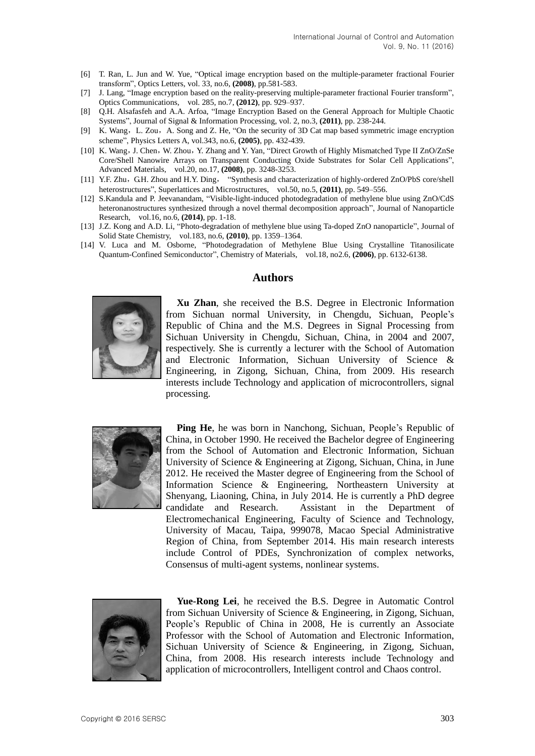[6] T. Ran, L. Jun and W. Yue, "Optical image encryption based on the multiple-parameter fractional Fourier transform", Optics Letters, vol. 33, no.6, **(2008)**, pp.581-583.

[7] J. Lang, "Image encryption based on the reality-preserving multiple-parameter fractional Fourier transform", Optics Communications, vol. 285, no.7, **(2012)**, pp. 929–937.

[8] Q.H. Alsafasfeh and A.A. Arfoa, "Image Encryption Based on the General Approach for Multiple Chaotic Systems", Journal of Signal & Information Processing, vol. 2, no.3, **(2011)**, pp. 238-244.

[9] K. Wang，L. Zou，A. Song and Z. He, "On the security of 3D Cat map based symmetric image encryption scheme", Physics Letters A, vol.343, no.6, **(2005)**, pp. 432-439.

[10] K. Wang，J. Chen，W. Zhou，Y. Zhang and Y. Yan, "Direct Growth of Highly Mismatched Type II ZnO/ZnSe Core/Shell Nanowire Arrays on Transparent Conducting Oxide Substrates for Solar Cell Applications", Advanced Materials, vol.20, no.17, **(2008)**, pp. 3248-3253.

[11] Y.F. Zhu，G.H. Zhou and H.Y. Ding， "Synthesis and characterization of highly-ordered ZnO/PbS core/shell heterostructures", Superlattices and Microstructures, vol.50, no.5, **(2011)**, pp. 549–556.

[12] S.Kandula and P. Jeevanandam, "Visible-light-induced photodegradation of methylene blue using ZnO/CdS heteronanostructures synthesized through a novel thermal decomposition approach", Journal of Nanoparticle Research, vol.16, no.6, **(2014)**, pp. 1-18.

[13] J.Z. Kong and A.D. Li, "Photo-degradation of methylene blue using Ta-doped ZnO nanoparticle", Journal of Solid State Chemistry, vol.183, no.6, **(2010)**, pp. 1359–1364.

[14] V. Luca and M. Osborne, "Photodegradation of Methylene Blue Using Crystalline Titanosilicate Quantum-Confined Semiconductor", Chemistry of Materials, vol.18, no2.6, **(2006)**, pp. 6132-6138.

## Authors

**Xu Zhan**, she received the B.S. Degree in Electronic Information from Sichuan normal University, in Chengdu, Sichuan, People's Republic of China and the M.S. Degrees in Signal Processing from Sichuan University in Chengdu, Sichuan, China, in 2004 and 2007, respectively. She is currently a lecturer with the School of Automation and Electronic Information, Sichuan University of Science & Engineering, in Zigong, Sichuan, China, from 2009. His research interests include Technology and application of microcontrollers, signal processing.

**Ping He**, he was born in Nanchong, Sichuan, People's Republic of China, in October 1990. He received the Bachelor degree of Engineering from the School of Automation and Electronic Information, Sichuan University of Science & Engineering at Zigong, Sichuan, China, in June 2012. He received the Master degree of Engineering from the School of Information Science & Engineering, Northeastern University at Shenyang, Liaoning, China, in July 2014. He is currently a PhD degree candidate and Research. Assistant in the Department of Electromechanical Engineering, Faculty of Science and Technology, University of Macau, Taipa, 999078, Macao Special Administrative Region of China, from September 2014. His main research interests include Control of PDEs, Synchronization of complex networks, Consensus of multi-agent systems, nonlinear systems.

**Yue-Rong Lei**, he received the B.S. Degree in Automatic Control from Sichuan University of Science & Engineering, in Zigong, Sichuan, People's Republic of China in 2008, He is currently an Associate Professor with the School of Automation and Electronic Information, Sichuan University of Science & Engineering, in Zigong, Sichuan, China, from 2008. His research interests include Technology and application of microcontrollers, Intelligent control and Chaos control.